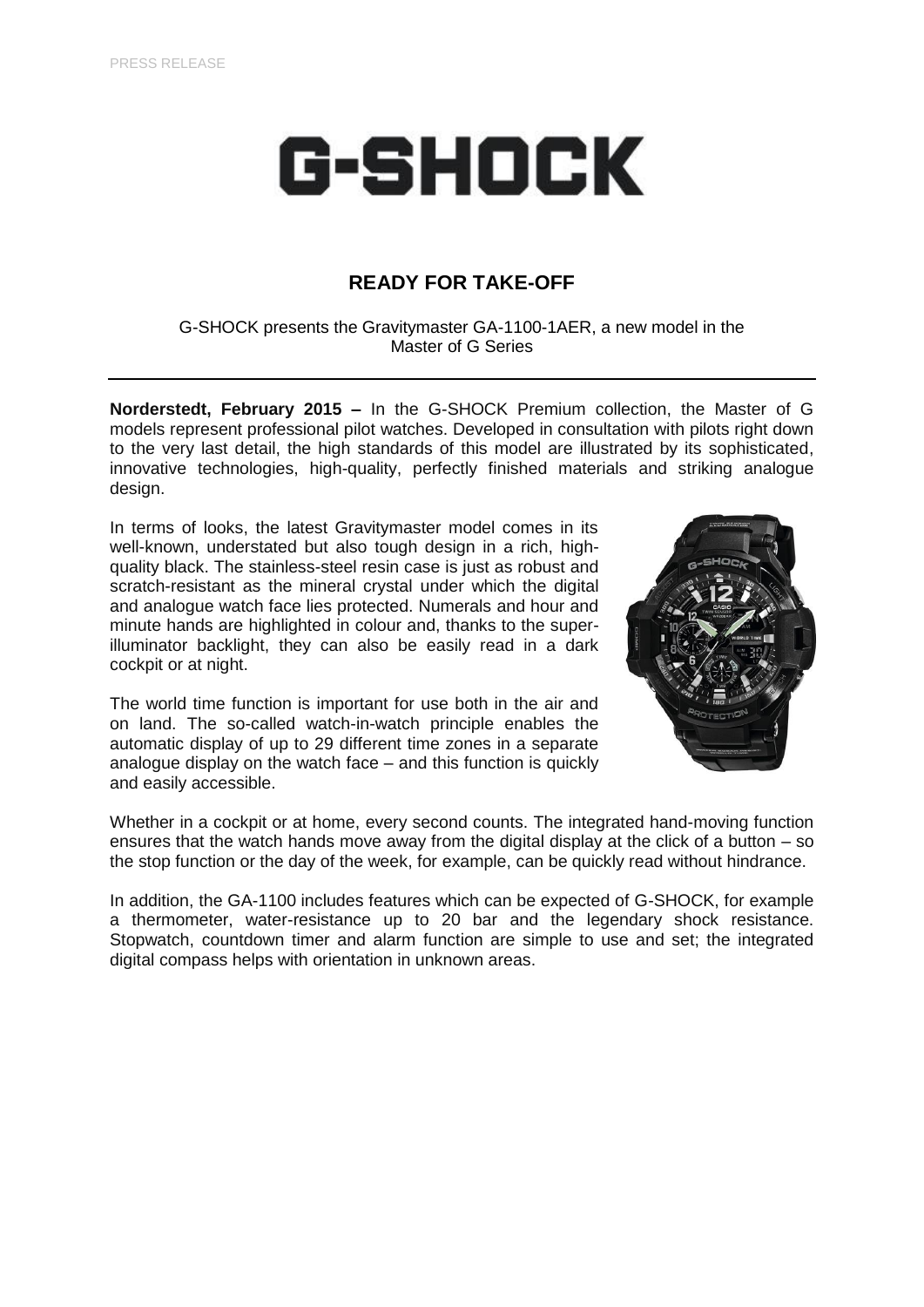PRESS RELEASE

# G-SHOCK

## READY FOR TAKE-OFF

G-SHOCK presents the Gravitymaster GA-1100-1AER, a new model in the Master of G Series

---

**Norderstedt, February 2015 –** In the G-SHOCK Premium collection, the Master of G models represent professional pilot watches. Developed in consultation with pilots right down to the very last detail, the high standards of this model are illustrated by its sophisticated, innovative technologies, high-quality, perfectly finished materials and striking analogue design.

In terms of looks, the latest Gravitymaster model comes in its well-known, understated but also tough design in a rich, high-quality black. The stainless-steel resin case is just as robust and scratch-resistant as the mineral crystal under which the digital and analogue watch face lies protected. Numerals and hour and minute hands are highlighted in colour and, thanks to the super-illuminator backlight, they can also be easily read in a dark cockpit or at night.

The world time function is important for use both in the air and on land. The so-called watch-in-watch principle enables the automatic display of up to 29 different time zones in a separate analogue display on the watch face – and this function is quickly and easily accessible.

Whether in a cockpit or at home, every second counts. The integrated hand-moving function ensures that the watch hands move away from the digital display at the click of a button – so the stop function or the day of the week, for example, can be quickly read without hindrance.

In addition, the GA-1100 includes features which can be expected of G-SHOCK, for example a thermometer, water-resistance up to 20 bar and the legendary shock resistance. Stopwatch, countdown timer and alarm function are simple to use and set; the integrated digital compass helps with orientation in unknown areas.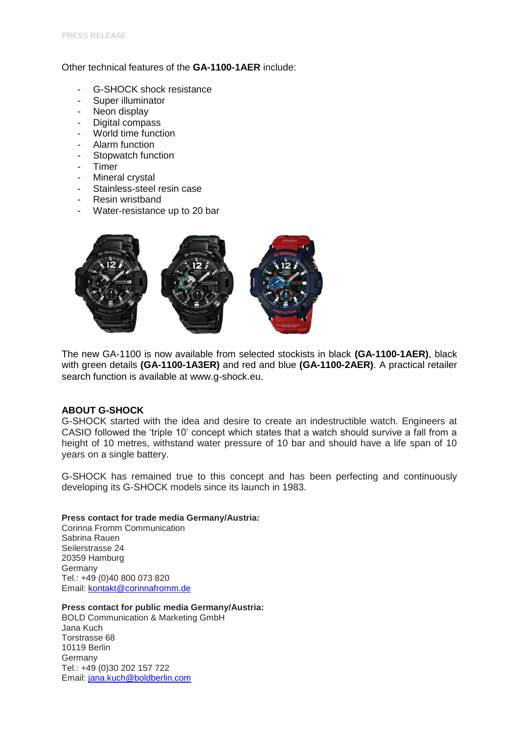Other technical features of the **GA-1100-1AER** include:

- G-SHOCK shock resistance
- Super illuminator
- Neon display
- Digital compass
- World time function
- Alarm function
- Stopwatch function
- Timer
- Mineral crystal
- Stainless-steel resin case
- Resin wristband
- Water-resistance up to 20 bar

The new GA-1100 is now available from selected stockists in black **(GA-1100-1AER)**, black with green details **(GA-1100-1A3ER)** and red and blue **(GA-1100-2AER)**. A practical retailer search function is available at www.g-shock.eu.

**ABOUT G-SHOCK**

G-SHOCK started with the idea and desire to create an indestructible watch. Engineers at CASIO followed the 'triple 10' concept which states that a watch should survive a fall from a height of 10 metres, withstand water pressure of 10 bar and should have a life span of 10 years on a single battery.

G-SHOCK has remained true to this concept and has been perfecting and continuously developing its G-SHOCK models since its launch in 1983.

**Press contact for trade media Germany/Austria:**
Corinna Fromm Communication
Sabrina Rauen
Seilerstrasse 24
20359 Hamburg
Germany
Tel.: +49 (0)40 800 073 820
Email: kontakt@corinnafromm.de

**Press contact for public media Germany/Austria:**
BOLD Communication & Marketing GmbH
Jana Kuch
Torstrasse 68
10119 Berlin
Germany
Tel.: +49 (0)30 202 157 722
Email: jana.kuch@boldberlin.com